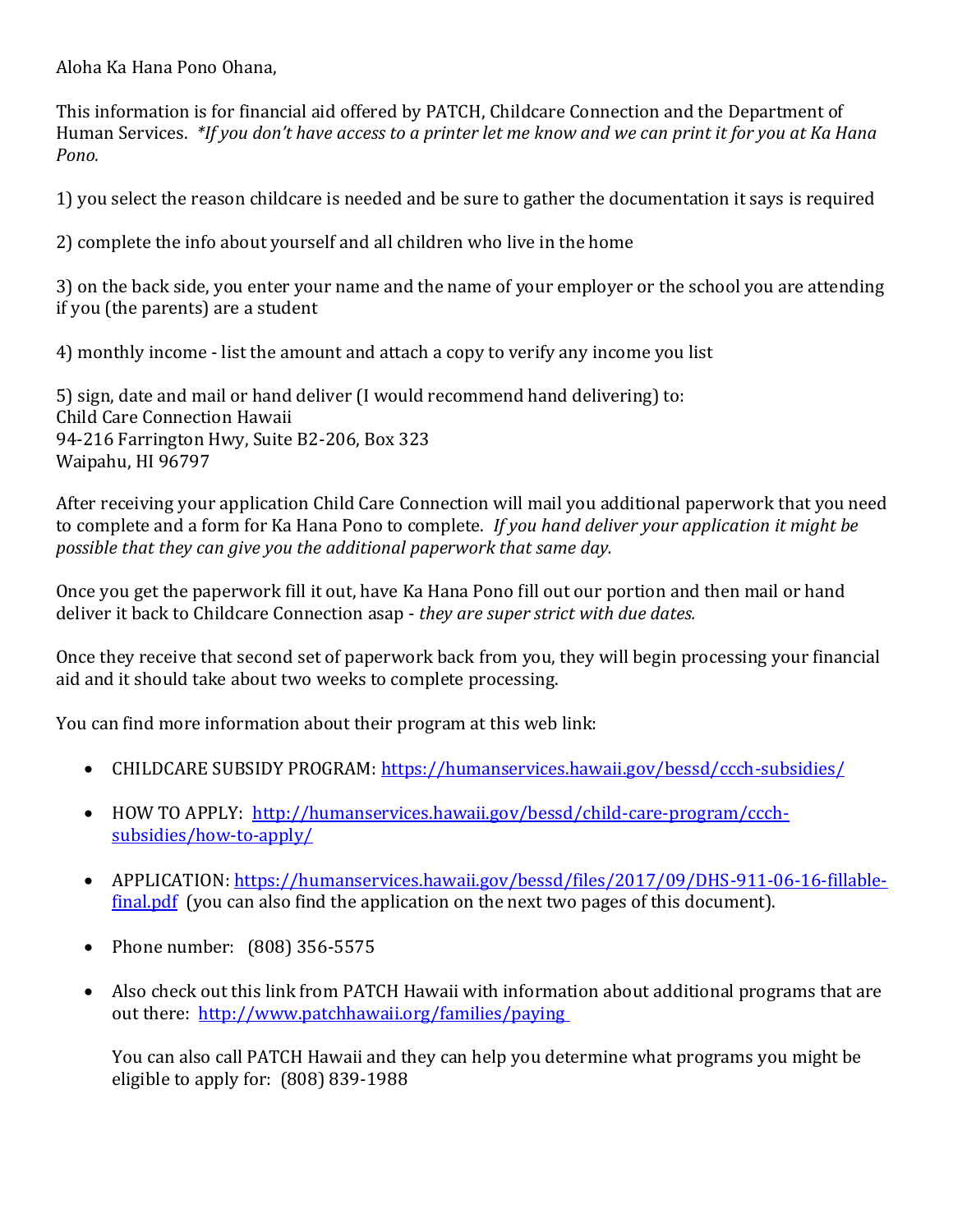Aloha Ka Hana Pono Ohana,

This information is for financial aid offered by PATCH, Childcare Connection and the Department of Human Services. *\*If you don't have access to a printer let me know and we can print it for you at Ka Hana Pono.*

1) you select the reason childcare is needed and be sure to gather the documentation it says is required

2) complete the info about yourself and all children who live in the home

3) on the back side, you enter your name and the name of your employer or the school you are attending if you (the parents) are a student

4) monthly income - list the amount and attach a copy to verify any income you list

5) sign, date and mail or hand deliver (I would recommend hand delivering) to:
Child Care Connection Hawaii
94-216 Farrington Hwy, Suite B2-206, Box 323
Waipahu, HI 96797

After receiving your application Child Care Connection will mail you additional paperwork that you need to complete and a form for Ka Hana Pono to complete. *If you hand deliver your application it might be possible that they can give you the additional paperwork that same day.*

Once you get the paperwork fill it out, have Ka Hana Pono fill out our portion and then mail or hand deliver it back to Childcare Connection asap - *they are super strict with due dates.*

Once they receive that second set of paperwork back from you, they will begin processing your financial aid and it should take about two weeks to complete processing.

You can find more information about their program at this web link:

- CHILDCARE SUBSIDY PROGRAM: https://humanservices.hawaii.gov/bessd/ccch-subsidies/
- HOW TO APPLY: http://humanservices.hawaii.gov/bessd/child-care-program/ccch-subsidies/how-to-apply/
- APPLICATION: https://humanservices.hawaii.gov/bessd/files/2017/09/DHS-911-06-16-fillable-final.pdf (you can also find the application on the next two pages of this document).
- Phone number: (808) 356-5575
- Also check out this link from PATCH Hawaii with information about additional programs that are out there: http://www.patchhawaii.org/families/paying

  You can also call PATCH Hawaii and they can help you determine what programs you might be eligible to apply for: (808) 839-1988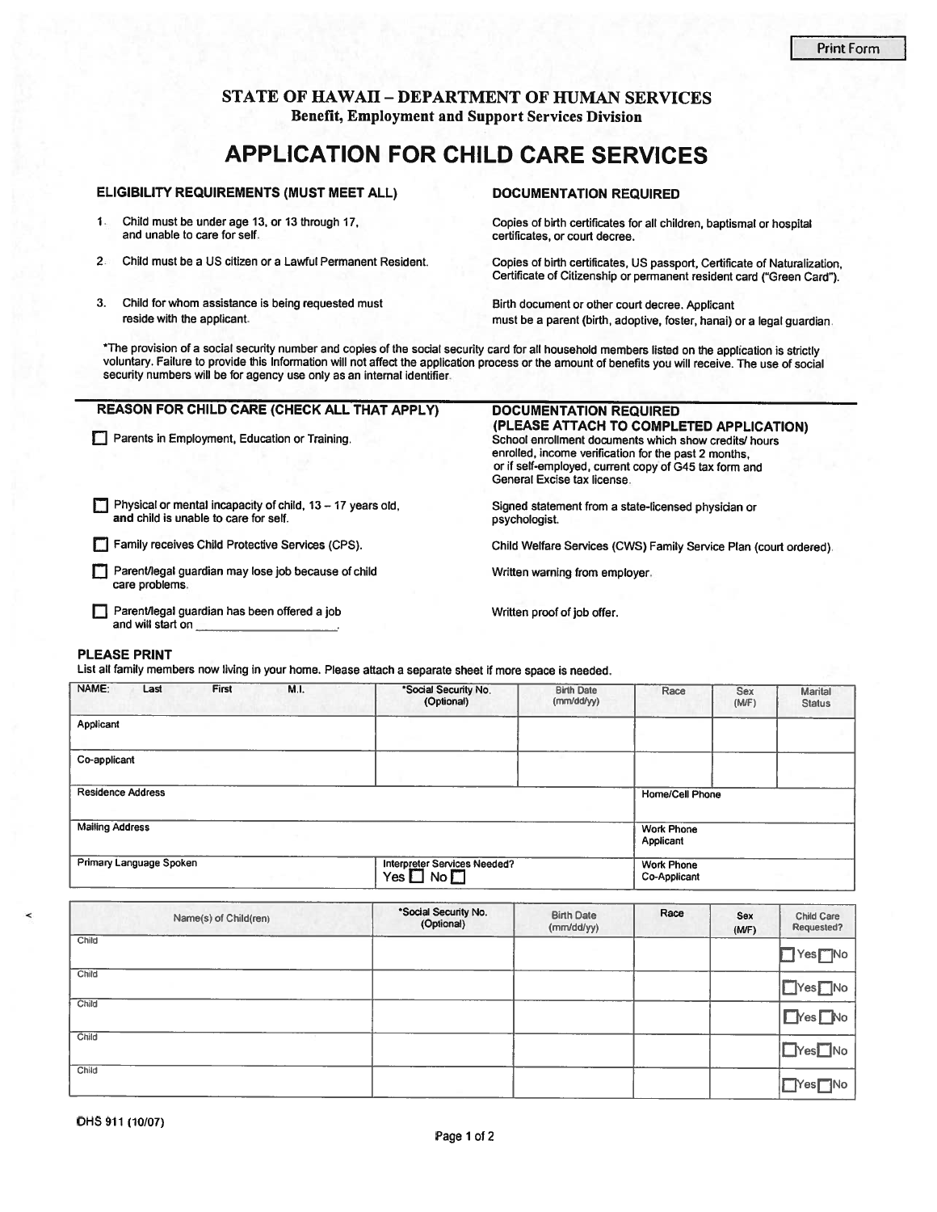Print Form

## STATE OF HAWAII – DEPARTMENT OF HUMAN SERVICES

**Benefit, Employment and Support Services Division**

# APPLICATION FOR CHILD CARE SERVICES

| ELIGIBILITY REQUIREMENTS (MUST MEET ALL) | DOCUMENTATION REQUIRED |
|---|---|
| 1. Child must be under age 13, or 13 through 17, and unable to care for self. | Copies of birth certificates for all children, baptismal or hospital certificates, or court decree. |
| 2. Child must be a US citizen or a Lawful Permanent Resident. | Copies of birth certificates, US passport, Certificate of Naturalization, Certificate of Citizenship or permanent resident card ("Green Card"). |
| 3. Child for whom assistance is being requested must reside with the applicant. | Birth document or other court decree. Applicant must be a parent (birth, adoptive, foster, hanai) or a legal guardian. |

*The provision of a social security number and copies of the social security card for all household members listed on the application is strictly voluntary. Failure to provide this information will not affect the application process or the amount of benefits you will receive. The use of social security numbers will be for agency use only as an internal identifier.

| REASON FOR CHILD CARE (CHECK ALL THAT APPLY) | DOCUMENTATION REQUIRED (PLEASE ATTACH TO COMPLETED APPLICATION) |
|---|---|
| ☐ Parents in Employment, Education or Training. | School enrollment documents which show credits/ hours enrolled, income verification for the past 2 months, or if self-employed, current copy of G45 tax form and General Excise tax license. |
| ☐ Physical or mental incapacity of child, 13 – 17 years old, **and** child is unable to care for self. | Signed statement from a state-licensed physician or psychologist. |
| ☐ Family receives Child Protective Services (CPS). | Child Welfare Services (CWS) Family Service Plan (court ordered). |
| ☐ Parent/legal guardian may lose job because of child care problems. | Written warning from employer. |
| ☐ Parent/legal guardian has been offered a job and will start on ____________. | Written proof of job offer. |

**PLEASE PRINT**

List all family members now living in your home. Please attach a separate sheet if more space is needed.

| NAME: Last First M.I. | *Social Security No. (Optional) | Birth Date (mm/dd/yy) | Race | Sex (M/F) | Marital Status |
|---|---|---|---|---|---|
| Applicant | | | | | |
| Co-applicant | | | | | |
| Residence Address | | | Home/Cell Phone | | |
| Mailing Address | | | Work Phone Applicant | | |
| Primary Language Spoken | Interpreter Services Needed? Yes ☐ No ☐ | | Work Phone Co-Applicant | | |

| Name(s) of Child(ren) | *Social Security No. (Optional) | Birth Date (mm/dd/yy) | Race | Sex (M/F) | Child Care Requested? |
|---|---|---|---|---|---|
| Child | | | | | ☐Yes ☐No |
| Child | | | | | ☐Yes ☐No |
| Child | | | | | ☐Yes ☐No |
| Child | | | | | ☐Yes ☐No |
| Child | | | | | ☐Yes ☐No |

DHS 911 (10/07)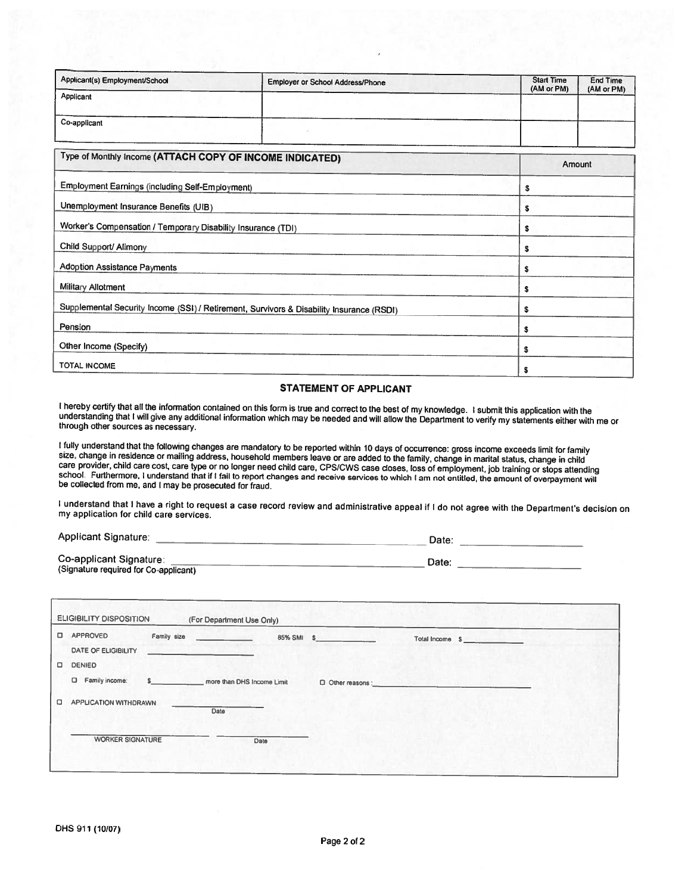| Applicant(s) Employment/School | Employer or School Address/Phone | Start Time (AM or PM) | End Time (AM or PM) |
|---|---|---|---|
| Applicant | | | |
| Co-applicant | | | |

| Type of Monthly Income **(ATTACH COPY OF INCOME INDICATED)** | Amount |
|---|---|
| Employment Earnings (including Self-Employment) | $ |
| Unemployment Insurance Benefits (UIB) | $ |
| Worker's Compensation / Temporary Disability Insurance (TDI) | $ |
| Child Support/ Alimony | $ |
| Adoption Assistance Payments | $ |
| Military Allotment | $ |
| Supplemental Security Income (SSI) / Retirement, Survivors & Disability Insurance (RSDI) | $ |
| Pension | $ |
| Other Income (Specify) | $ |
| TOTAL INCOME | $ |

## STATEMENT OF APPLICANT

I hereby certify that all the information contained on this form is true and correct to the best of my knowledge. I submit this application with the understanding that I will give any additional information which may be needed and will allow the Department to verify my statements either with me or through other sources as necessary.

I fully understand that the following changes are mandatory to be reported within 10 days of occurrence: gross income exceeds limit for family size, change in residence or mailing address, household members leave or are added to the family, change in marital status, change in child care provider, child care cost, care type or no longer need child care, CPS/CWS case closes, loss of employment, job training or stops attending school. Furthermore, I understand that if I fail to report changes and receive services to which I am not entitled, the amount of overpayment will be collected from me, and I may be prosecuted for fraud.

I understand that I have a right to request a case record review and administrative appeal if I do not agree with the Department's decision on my application for child care services.

Applicant Signature: ______________________________ Date: ________________

Co-applicant Signature: ______________________________ Date: ________________
(Signature required for Co-applicant)

**ELIGIBILITY DISPOSITION** (For Department Use Only)

☐ APPROVED Family size __________ 85% SMI $__________ Total Income $__________

DATE OF ELIGIBILITY __________________

☐ DENIED

☐ Family income: $__________ more than DHS Income Limit ☐ Other reasons: ______________________

☐ APPLICATION WITHDRAWN __________________
Date

______________________ ______________________
WORKER SIGNATURE Date

DHS 911 (10/07)